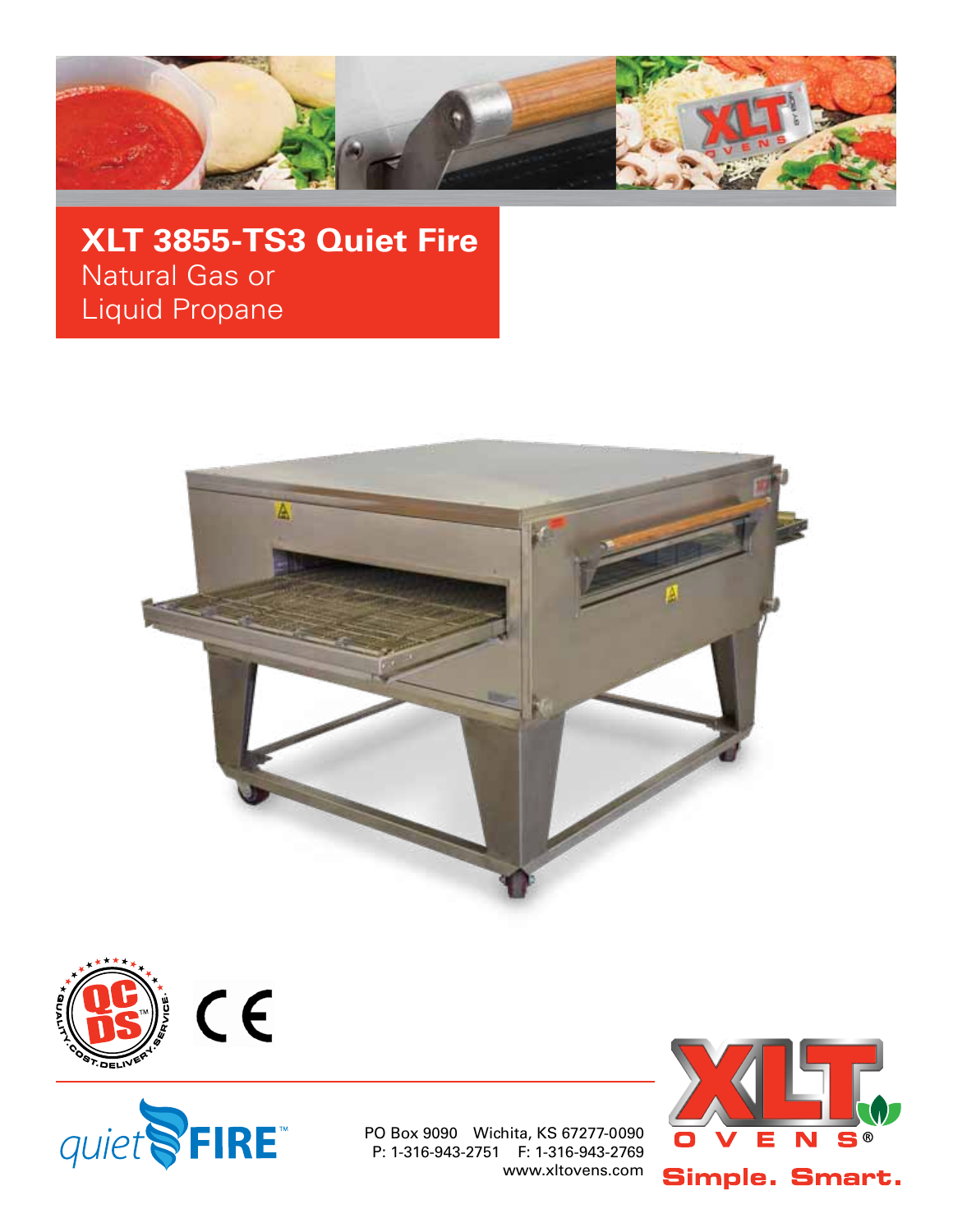# XLT 3855-TS3 Quiet Fire

Natural Gas or
Liquid Propane

quiet FIRE™

PO Box 9090 Wichita, KS 67277-0090
P: 1-316-943-2751 F: 1-316-943-2769
www.xltovens.com

XLT OVENS®

Simple. Smart.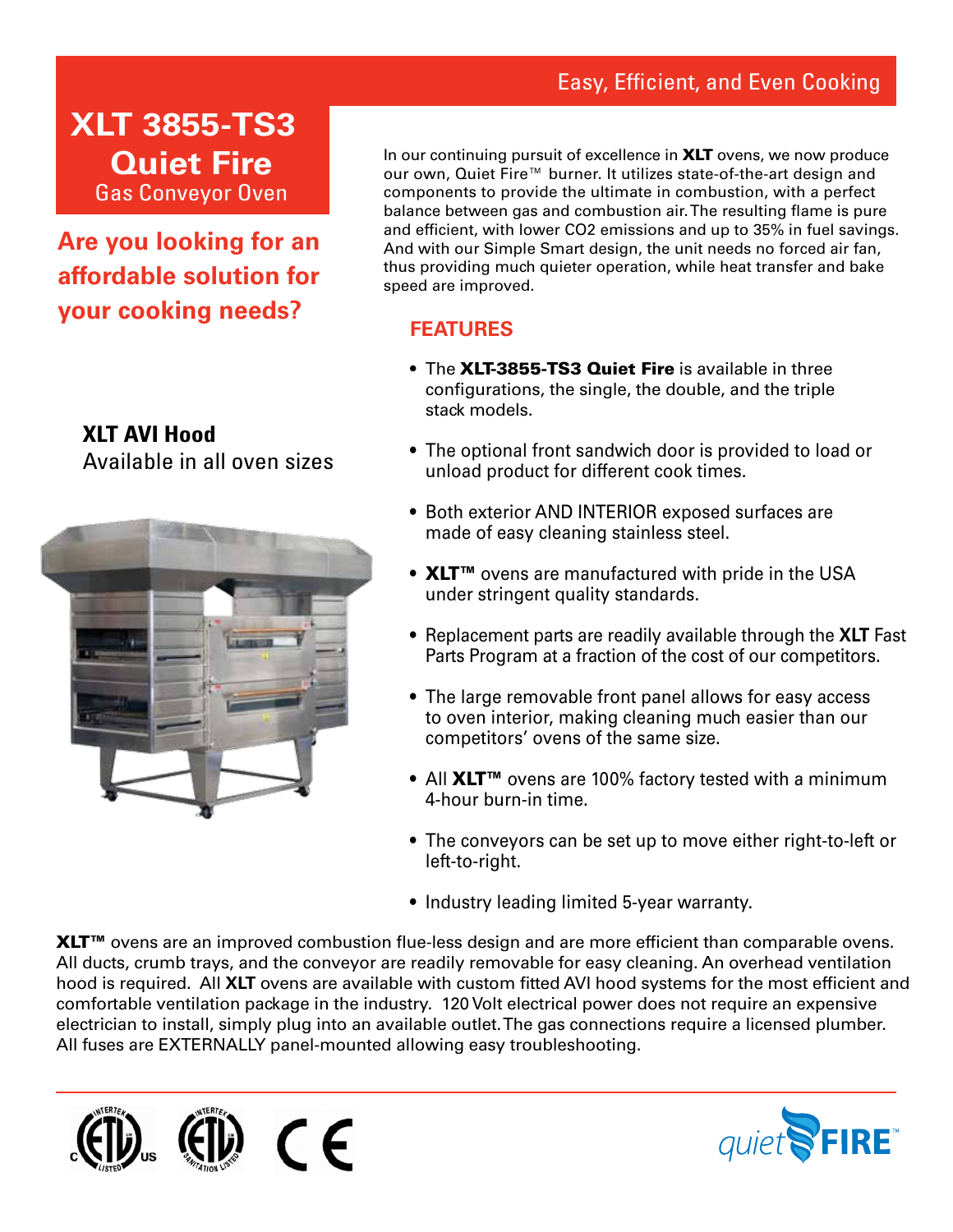Easy, Efficient, and Even Cooking

# XLT 3855-TS3 Quiet Fire

Gas Conveyor Oven

## Are you looking for an affordable solution for your cooking needs?

In our continuing pursuit of excellence in **XLT** ovens, we now produce our own, Quiet Fire™ burner. It utilizes state-of-the-art design and components to provide the ultimate in combustion, with a perfect balance between gas and combustion air. The resulting flame is pure and efficient, with lower CO2 emissions and up to 35% in fuel savings. And with our Simple Smart design, the unit needs no forced air fan, thus providing much quieter operation, while heat transfer and bake speed are improved.

**XLT AVI Hood**
Available in all oven sizes

## FEATURES

- The **XLT-3855-TS3 Quiet Fire** is available in three configurations, the single, the double, and the triple stack models.
- The optional front sandwich door is provided to load or unload product for different cook times.
- Both exterior AND INTERIOR exposed surfaces are made of easy cleaning stainless steel.
- **XLT™** ovens are manufactured with pride in the USA under stringent quality standards.
- Replacement parts are readily available through the **XLT** Fast Parts Program at a fraction of the cost of our competitors.
- The large removable front panel allows for easy access to oven interior, making cleaning much easier than our competitors' ovens of the same size.
- All **XLT™** ovens are 100% factory tested with a minimum 4-hour burn-in time.
- The conveyors can be set up to move either right-to-left or left-to-right.
- Industry leading limited 5-year warranty.

**XLT™** ovens are an improved combustion flue-less design and are more efficient than comparable ovens. All ducts, crumb trays, and the conveyor are readily removable for easy cleaning. An overhead ventilation hood is required. All **XLT** ovens are available with custom fitted AVI hood systems for the most efficient and comfortable ventilation package in the industry. 120 Volt electrical power does not require an expensive electrician to install, simply plug into an available outlet. The gas connections require a licensed plumber. All fuses are EXTERNALLY panel-mounted allowing easy troubleshooting.

quiet FIRE™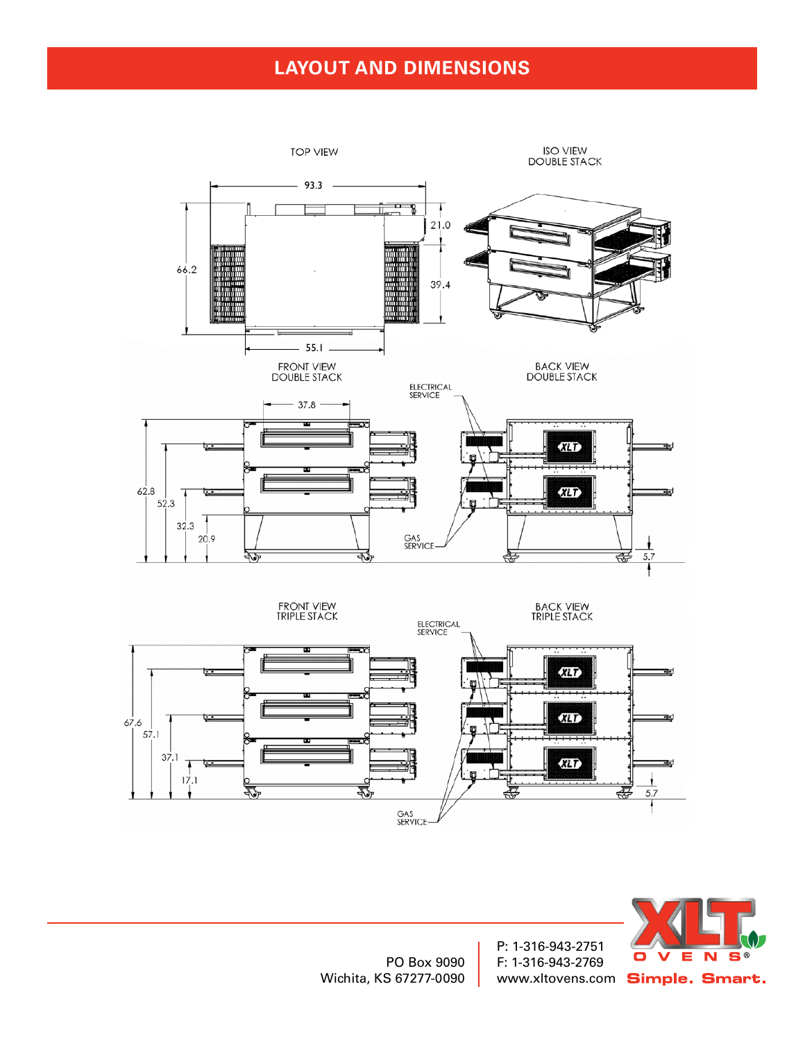## LAYOUT AND DIMENSIONS

TOP VIEW

93.3

21.0

66.2

39.4

55.1

ISO VIEW
DOUBLE STACK

FRONT VIEW
DOUBLE STACK

37.8

62.8

52.3

32.3

20.9

ELECTRICAL SERVICE

GAS SERVICE

BACK VIEW
DOUBLE STACK

5.7

FRONT VIEW
TRIPLE STACK

67.6

57.1

37.1

17.1

ELECTRICAL SERVICE

GAS SERVICE

BACK VIEW
TRIPLE STACK

5.7

PO Box 9090
Wichita, KS 67277-0090

P: 1-316-943-2751
F: 1-316-943-2769
www.xltovens.com

XLT OVENS® Simple. Smart.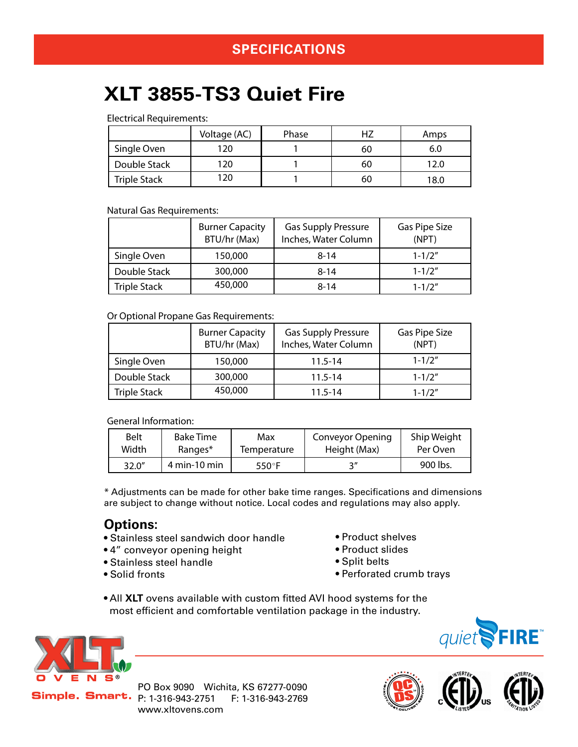## SPECIFICATIONS

# XLT 3855-TS3 Quiet Fire

Electrical Requirements:

| | Voltage (AC) | Phase | HZ | Amps |
|---|---|---|---|---|
| Single Oven | 120 | 1 | 60 | 6.0 |
| Double Stack | 120 | 1 | 60 | 12.0 |
| Triple Stack | 120 | 1 | 60 | 18.0 |

Natural Gas Requirements:

| | Burner Capacity BTU/hr (Max) | Gas Supply Pressure Inches, Water Column | Gas Pipe Size (NPT) |
|---|---|---|---|
| Single Oven | 150,000 | 8-14 | 1-1/2″ |
| Double Stack | 300,000 | 8-14 | 1-1/2″ |
| Triple Stack | 450,000 | 8-14 | 1-1/2″ |

Or Optional Propane Gas Requirements:

| | Burner Capacity BTU/hr (Max) | Gas Supply Pressure Inches, Water Column | Gas Pipe Size (NPT) |
|---|---|---|---|
| Single Oven | 150,000 | 11.5-14 | 1-1/2″ |
| Double Stack | 300,000 | 11.5-14 | 1-1/2″ |
| Triple Stack | 450,000 | 11.5-14 | 1-1/2″ |

General Information:

| Belt Width | Bake Time Ranges* | Max Temperature | Conveyor Opening Height (Max) | Ship Weight Per Oven |
|---|---|---|---|---|
| 32.0″ | 4 min-10 min | 550°F | 3″ | 900 lbs. |

* Adjustments can be made for other bake time ranges. Specifications and dimensions are subject to change without notice. Local codes and regulations may also apply.

## Options:

- Stainless steel sandwich door handle
- 4″ conveyor opening height
- Stainless steel handle
- Solid fronts
- Product shelves
- Product slides
- Split belts
- Perforated crumb trays

- All **XLT** ovens available with custom fitted AVI hood systems for the most efficient and comfortable ventilation package in the industry.

quiet FIRE™

XLT OVENS®
Simple. Smart.

PO Box 9090 Wichita, KS 67277-0090
P: 1-316-943-2751 F: 1-316-943-2769
www.xltovens.com